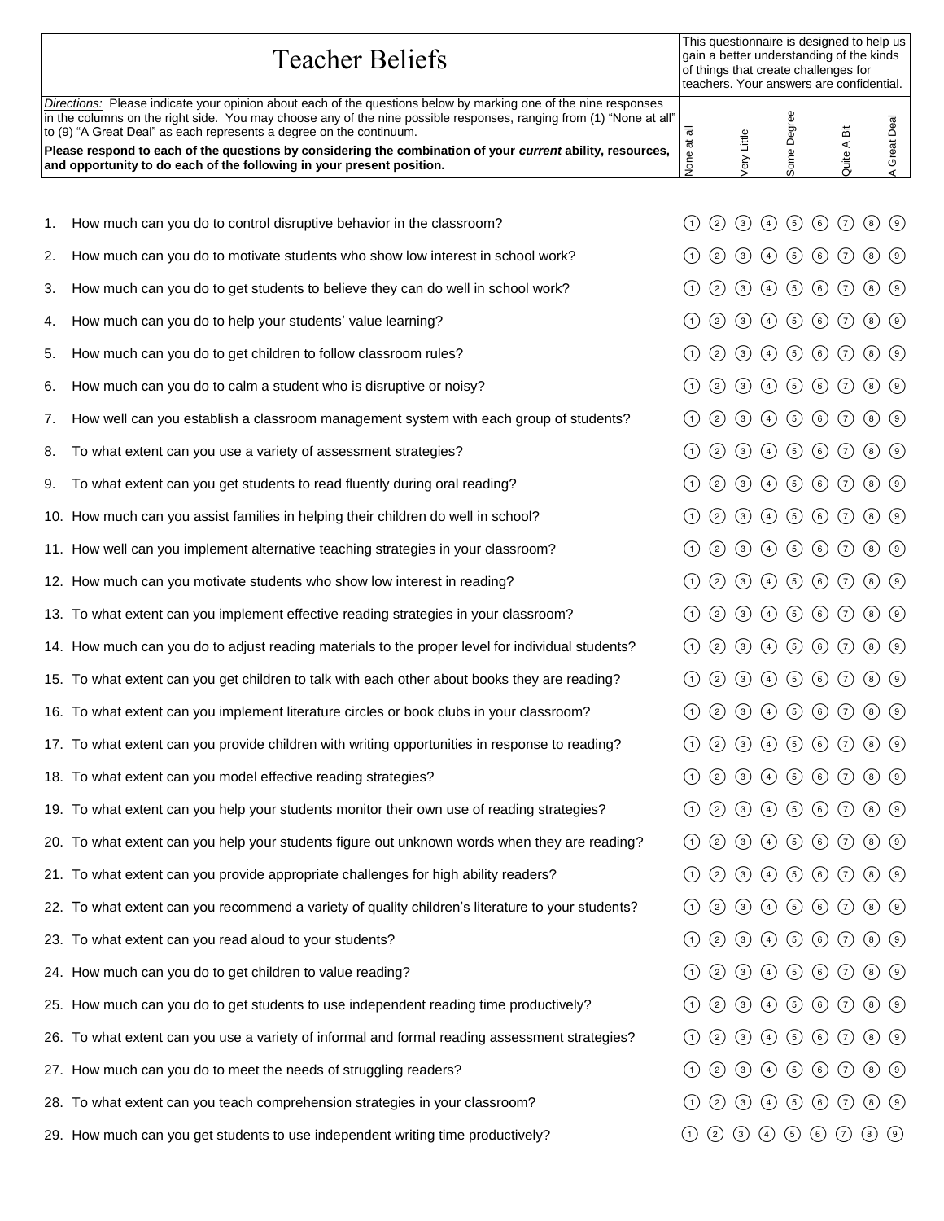# Teacher Beliefs

This questionnaire is designed to help us gain a better understanding of the kinds of things that create challenges for teachers. Your answers are confidential.

*Directions:* Please indicate your opinion about each of the questions below by marking one of the nine responses in the columns on the right side. You may choose any of the nine possible responses, ranging from (1) "None at all" to (9) "A Great Deal" as each represents a degree on the continuum.

**Please respond to each of the questions by considering the combination of your *current* ability, resources, and opportunity to do each of the following in your present position.**

| | Question | None at all | | Very Little | | Some Degree | | Quite A Bit | | A Great Deal |
|---|---|---|---|---|---|---|---|---|---|---|
| 1. | How much can you do to control disruptive behavior in the classroom? | 1 | 2 | 3 | 4 | 5 | 6 | 7 | 8 | 9 |
| 2. | How much can you do to motivate students who show low interest in school work? | 1 | 2 | 3 | 4 | 5 | 6 | 7 | 8 | 9 |
| 3. | How much can you do to get students to believe they can do well in school work? | 1 | 2 | 3 | 4 | 5 | 6 | 7 | 8 | 9 |
| 4. | How much can you do to help your students' value learning? | 1 | 2 | 3 | 4 | 5 | 6 | 7 | 8 | 9 |
| 5. | How much can you do to get children to follow classroom rules? | 1 | 2 | 3 | 4 | 5 | 6 | 7 | 8 | 9 |
| 6. | How much can you do to calm a student who is disruptive or noisy? | 1 | 2 | 3 | 4 | 5 | 6 | 7 | 8 | 9 |
| 7. | How well can you establish a classroom management system with each group of students? | 1 | 2 | 3 | 4 | 5 | 6 | 7 | 8 | 9 |
| 8. | To what extent can you use a variety of assessment strategies? | 1 | 2 | 3 | 4 | 5 | 6 | 7 | 8 | 9 |
| 9. | To what extent can you get students to read fluently during oral reading? | 1 | 2 | 3 | 4 | 5 | 6 | 7 | 8 | 9 |
| 10. | How much can you assist families in helping their children do well in school? | 1 | 2 | 3 | 4 | 5 | 6 | 7 | 8 | 9 |
| 11. | How well can you implement alternative teaching strategies in your classroom? | 1 | 2 | 3 | 4 | 5 | 6 | 7 | 8 | 9 |
| 12. | How much can you motivate students who show low interest in reading? | 1 | 2 | 3 | 4 | 5 | 6 | 7 | 8 | 9 |
| 13. | To what extent can you implement effective reading strategies in your classroom? | 1 | 2 | 3 | 4 | 5 | 6 | 7 | 8 | 9 |
| 14. | How much can you do to adjust reading materials to the proper level for individual students? | 1 | 2 | 3 | 4 | 5 | 6 | 7 | 8 | 9 |
| 15. | To what extent can you get children to talk with each other about books they are reading? | 1 | 2 | 3 | 4 | 5 | 6 | 7 | 8 | 9 |
| 16. | To what extent can you implement literature circles or book clubs in your classroom? | 1 | 2 | 3 | 4 | 5 | 6 | 7 | 8 | 9 |
| 17. | To what extent can you provide children with writing opportunities in response to reading? | 1 | 2 | 3 | 4 | 5 | 6 | 7 | 8 | 9 |
| 18. | To what extent can you model effective reading strategies? | 1 | 2 | 3 | 4 | 5 | 6 | 7 | 8 | 9 |
| 19. | To what extent can you help your students monitor their own use of reading strategies? | 1 | 2 | 3 | 4 | 5 | 6 | 7 | 8 | 9 |
| 20. | To what extent can you help your students figure out unknown words when they are reading? | 1 | 2 | 3 | 4 | 5 | 6 | 7 | 8 | 9 |
| 21. | To what extent can you provide appropriate challenges for high ability readers? | 1 | 2 | 3 | 4 | 5 | 6 | 7 | 8 | 9 |
| 22. | To what extent can you recommend a variety of quality children's literature to your students? | 1 | 2 | 3 | 4 | 5 | 6 | 7 | 8 | 9 |
| 23. | To what extent can you read aloud to your students? | 1 | 2 | 3 | 4 | 5 | 6 | 7 | 8 | 9 |
| 24. | How much can you do to get children to value reading? | 1 | 2 | 3 | 4 | 5 | 6 | 7 | 8 | 9 |
| 25. | How much can you do to get students to use independent reading time productively? | 1 | 2 | 3 | 4 | 5 | 6 | 7 | 8 | 9 |
| 26. | To what extent can you use a variety of informal and formal reading assessment strategies? | 1 | 2 | 3 | 4 | 5 | 6 | 7 | 8 | 9 |
| 27. | How much can you do to meet the needs of struggling readers? | 1 | 2 | 3 | 4 | 5 | 6 | 7 | 8 | 9 |
| 28. | To what extent can you teach comprehension strategies in your classroom? | 1 | 2 | 3 | 4 | 5 | 6 | 7 | 8 | 9 |
| 29. | How much can you get students to use independent writing time productively? | 1 | 2 | 3 | 4 | 5 | 6 | 7 | 8 | 9 |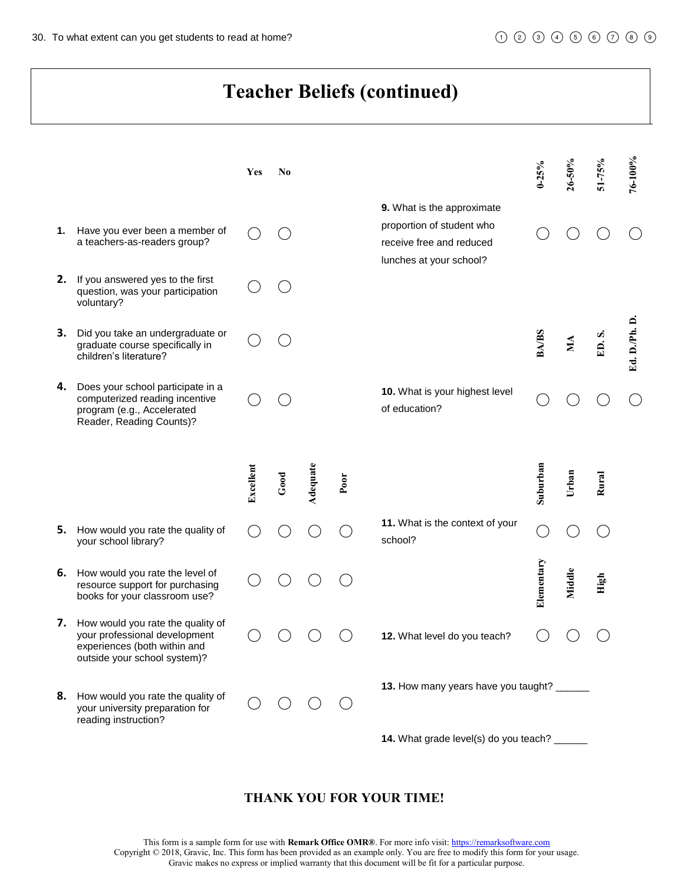30. To what extent can you get students to read at home? ① ② ③ ④ ⑤ ⑥ ⑦ ⑧ ⑨

# Teacher Beliefs (continued)

| | Yes | No |
|---|---|---|
| **1.** Have you ever been a member of a teachers-as-readers group? | ◯ | ◯ |
| **2.** If you answered yes to the first question, was your participation voluntary? | ◯ | ◯ |
| **3.** Did you take an undergraduate or graduate course specifically in children's literature? | ◯ | ◯ |
| **4.** Does your school participate in a computerized reading incentive program (e.g., Accelerated Reader, Reading Counts)? | ◯ | ◯ |

| | Excellent | Good | Adequate | Poor |
|---|---|---|---|---|
| **5.** How would you rate the quality of your school library? | ◯ | ◯ | ◯ | ◯ |
| **6.** How would you rate the level of resource support for purchasing books for your classroom use? | ◯ | ◯ | ◯ | ◯ |
| **7.** How would you rate the quality of your professional development experiences (both within and outside your school system)? | ◯ | ◯ | ◯ | ◯ |
| **8.** How would you rate the quality of your university preparation for reading instruction? | ◯ | ◯ | ◯ | ◯ |

| | 0-25% | 26-50% | 51-75% | 76-100% |
|---|---|---|---|---|
| **9.** What is the approximate proportion of student who receive free and reduced lunches at your school? | ◯ | ◯ | ◯ | ◯ |

| | BA/BS | MA | ED. S. | Ed. D./Ph. D. |
|---|---|---|---|---|
| **10.** What is your highest level of education? | ◯ | ◯ | ◯ | ◯ |

| | Suburban | Urban | Rural |
|---|---|---|---|
| **11.** What is the context of your school? | ◯ | ◯ | ◯ |

| | Elementary | Middle | High |
|---|---|---|---|
| **12.** What level do you teach? | ◯ | ◯ | ◯ |

**13.** How many years have you taught? ______

**14.** What grade level(s) do you teach? ______

**THANK YOU FOR YOUR TIME!**

This form is a sample form for use with **Remark Office OMR®**. For more info visit: https://remarksoftware.com
Copyright © 2018, Gravic, Inc. This form has been provided as an example only. You are free to modify this form for your usage. Gravic makes no express or implied warranty that this document will be fit for a particular purpose.